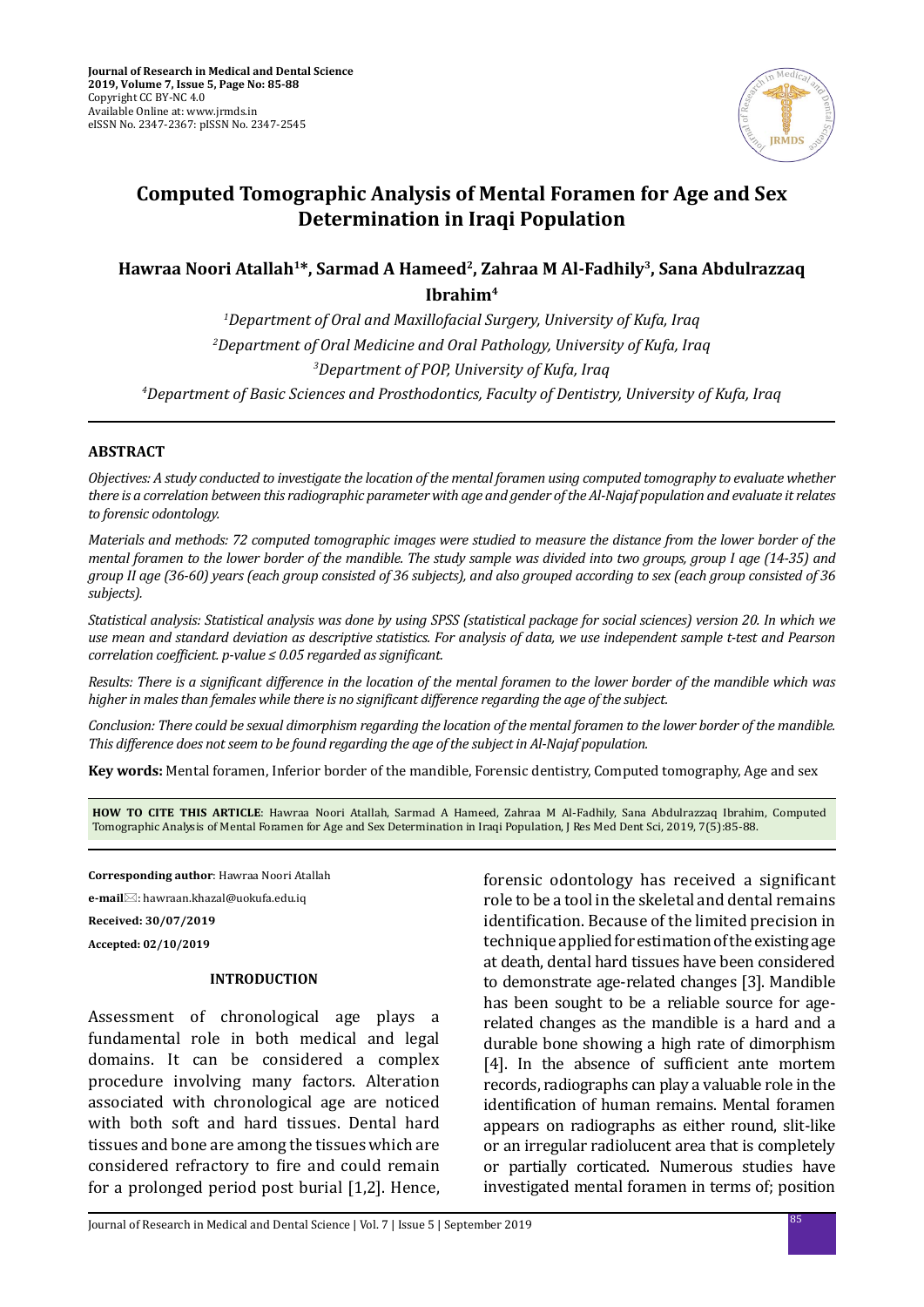# Computed Tomographic Analysis of Mental Foramen for Age and Sex Determination in Iraqi Population

**Hawraa Noori Atallah[1]*, Sarmad A Hameed[2], Zahraa M Al-Fadhily[3], Sana Abdulrazzaq Ibrahim[4]**

*[1]Department of Oral and Maxillofacial Surgery, University of Kufa, Iraq*

*[2]Department of Oral Medicine and Oral Pathology, University of Kufa, Iraq*

*[3]Department of POP, University of Kufa, Iraq*

*[4]Department of Basic Sciences and Prosthodontics, Faculty of Dentistry, University of Kufa, Iraq*

## ABSTRACT

*Objectives: A study conducted to investigate the location of the mental foramen using computed tomography to evaluate whether there is a correlation between this radiographic parameter with age and gender of the Al-Najaf population and evaluate it relates to forensic odontology.*

*Materials and methods: 72 computed tomographic images were studied to measure the distance from the lower border of the mental foramen to the lower border of the mandible. The study sample was divided into two groups, group I age (14-35) and group II age (36-60) years (each group consisted of 36 subjects), and also grouped according to sex (each group consisted of 36 subjects).*

*Statistical analysis: Statistical analysis was done by using SPSS (statistical package for social sciences) version 20. In which we use mean and standard deviation as descriptive statistics. For analysis of data, we use independent sample t-test and Pearson correlation coefficient. p-value ≤ 0.05 regarded as significant.*

*Results: There is a significant difference in the location of the mental foramen to the lower border of the mandible which was higher in males than females while there is no significant difference regarding the age of the subject.*

*Conclusion: There could be sexual dimorphism regarding the location of the mental foramen to the lower border of the mandible. This difference does not seem to be found regarding the age of the subject in Al-Najaf population.*

**Key words:** Mental foramen, Inferior border of the mandible, Forensic dentistry, Computed tomography, Age and sex

**HOW TO CITE THIS ARTICLE**: Hawraa Noori Atallah, Sarmad A Hameed, Zahraa M Al-Fadhily, Sana Abdulrazzaq Ibrahim, Computed Tomographic Analysis of Mental Foramen for Age and Sex Determination in Iraqi Population, J Res Med Dent Sci, 2019, 7(5):85-88.

**Corresponding author**: Hawraa Noori Atallah

**e-mail**: hawraan.khazal@uokufa.edu.iq

**Received: 30/07/2019**

**Accepted: 02/10/2019**

## INTRODUCTION

Assessment of chronological age plays a fundamental role in both medical and legal domains. It can be considered a complex procedure involving many factors. Alteration associated with chronological age are noticed with both soft and hard tissues. Dental hard tissues and bone are among the tissues which are considered refractory to fire and could remain for a prolonged period post burial [1,2]. Hence, forensic odontology has received a significant role to be a tool in the skeletal and dental remains identification. Because of the limited precision in technique applied for estimation of the existing age at death, dental hard tissues have been considered to demonstrate age-related changes [3]. Mandible has been sought to be a reliable source for age-related changes as the mandible is a hard and a durable bone showing a high rate of dimorphism [4]. In the absence of sufficient ante mortem records, radiographs can play a valuable role in the identification of human remains. Mental foramen appears on radiographs as either round, slit-like or an irregular radiolucent area that is completely or partially corticated. Numerous studies have investigated mental foramen in terms of; position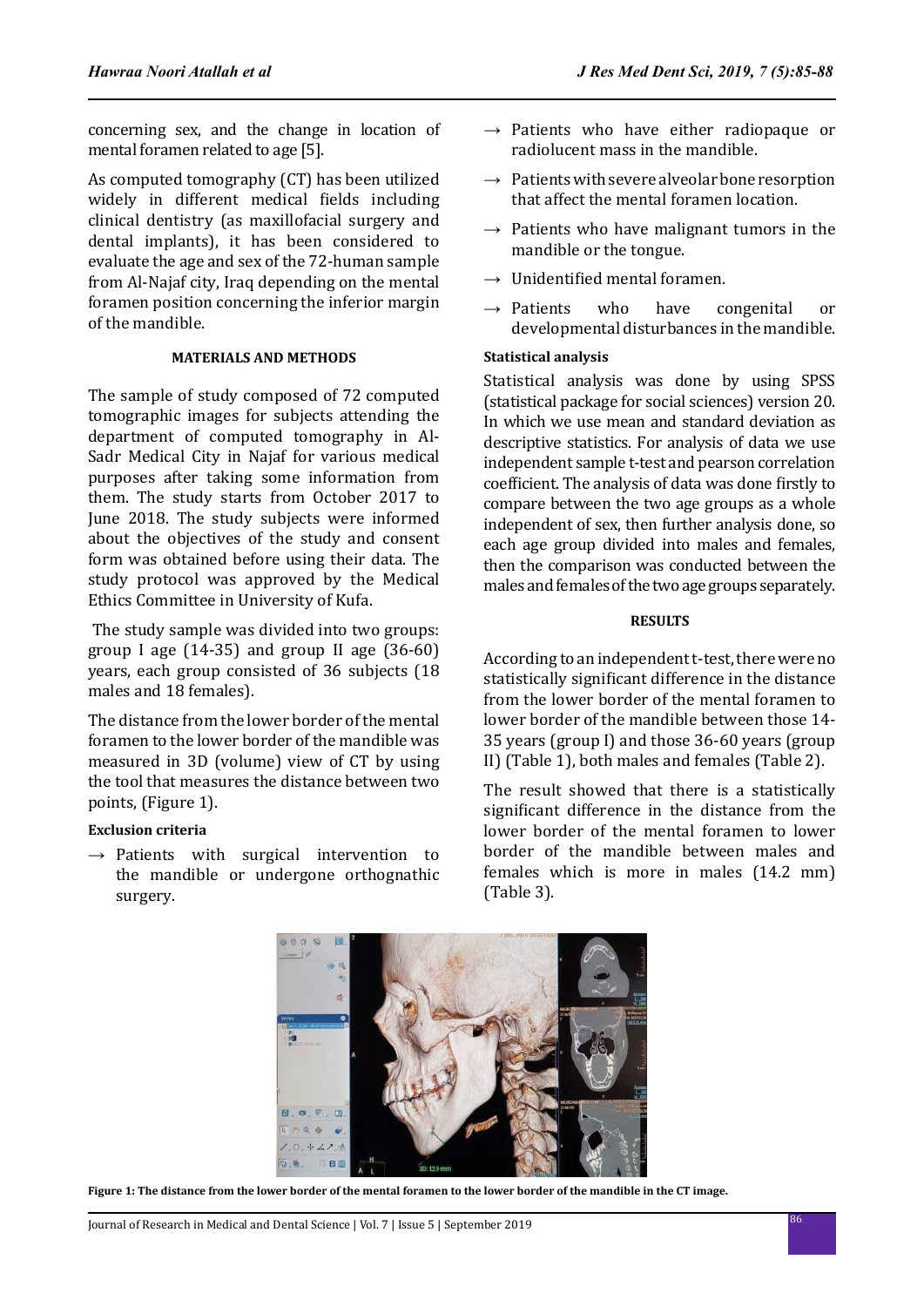concerning sex, and the change in location of mental foramen related to age [5].

As computed tomography (CT) has been utilized widely in different medical fields including clinical dentistry (as maxillofacial surgery and dental implants), it has been considered to evaluate the age and sex of the 72-human sample from Al-Najaf city, Iraq depending on the mental foramen position concerning the inferior margin of the mandible.

## MATERIALS AND METHODS

The sample of study composed of 72 computed tomographic images for subjects attending the department of computed tomography in Al-Sadr Medical City in Najaf for various medical purposes after taking some information from them. The study starts from October 2017 to June 2018. The study subjects were informed about the objectives of the study and consent form was obtained before using their data. The study protocol was approved by the Medical Ethics Committee in University of Kufa.

The study sample was divided into two groups: group I age (14-35) and group II age (36-60) years, each group consisted of 36 subjects (18 males and 18 females).

The distance from the lower border of the mental foramen to the lower border of the mandible was measured in 3D (volume) view of CT by using the tool that measures the distance between two points, (Figure 1).

### Exclusion criteria

- → Patients with surgical intervention to the mandible or undergone orthognathic surgery.
- → Patients who have either radiopaque or radiolucent mass in the mandible.
- → Patients with severe alveolar bone resorption that affect the mental foramen location.
- → Patients who have malignant tumors in the mandible or the tongue.
- → Unidentified mental foramen.
- → Patients who have congenital or developmental disturbances in the mandible.

### Statistical analysis

Statistical analysis was done by using SPSS (statistical package for social sciences) version 20. In which we use mean and standard deviation as descriptive statistics. For analysis of data we use independent sample t-test and pearson correlation coefficient. The analysis of data was done firstly to compare between the two age groups as a whole independent of sex, then further analysis done, so each age group divided into males and females, then the comparison was conducted between the males and females of the two age groups separately.

## RESULTS

According to an independent t-test, there were no statistically significant difference in the distance from the lower border of the mental foramen to lower border of the mandible between those 14-35 years (group I) and those 36-60 years (group II) (Table 1), both males and females (Table 2).

The result showed that there is a statistically significant difference in the distance from the lower border of the mental foramen to lower border of the mandible between males and females which is more in males (14.2 mm) (Table 3).

**Figure 1: The distance from the lower border of the mental foramen to the lower border of the mandible in the CT image.**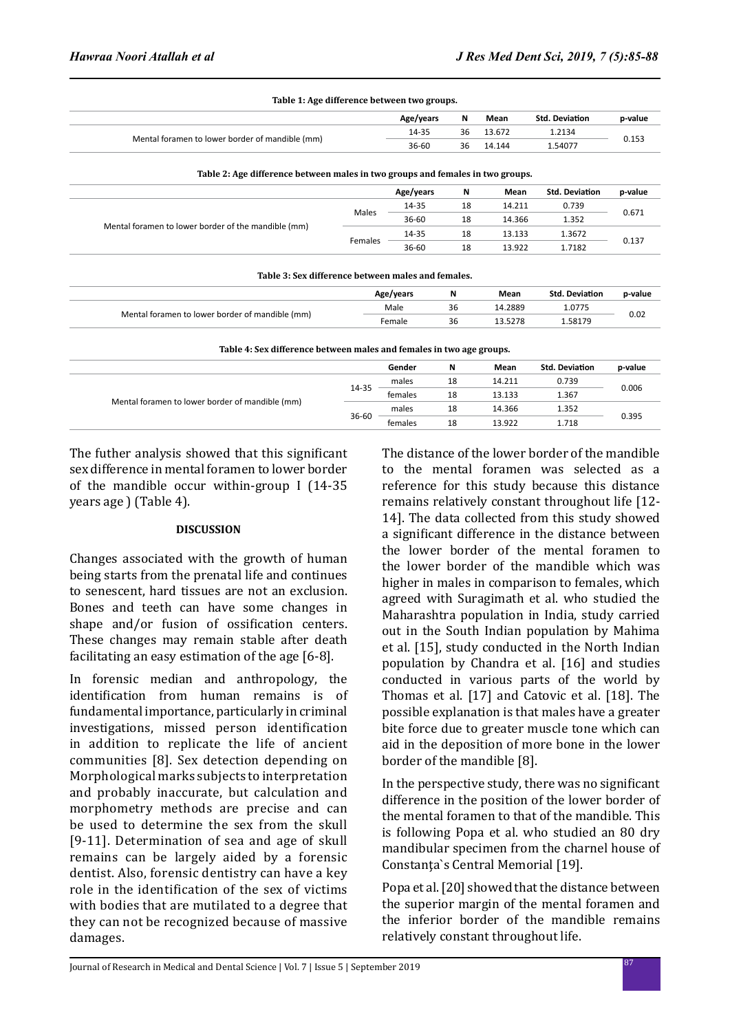**Table 1: Age difference between two groups.**

| | Age/years | N | Mean | Std. Deviation | p-value |
|---|---|---|---|---|---|
| Mental foramen to lower border of mandible (mm) | 14-35 | 36 | 13.672 | 1.2134 | 0.153 |
| | 36-60 | 36 | 14.144 | 1.54077 | |

**Table 2: Age difference between males in two groups and females in two groups.**

| | | Age/years | N | Mean | Std. Deviation | p-value |
|---|---|---|---|---|---|---|
| Mental foramen to lower border of the mandible (mm) | Males | 14-35 | 18 | 14.211 | 0.739 | 0.671 |
| | | 36-60 | 18 | 14.366 | 1.352 | |
| | Females | 14-35 | 18 | 13.133 | 1.3672 | 0.137 |
| | | 36-60 | 18 | 13.922 | 1.7182 | |

**Table 3: Sex difference between males and females.**

| | Age/years | N | Mean | Std. Deviation | p-value |
|---|---|---|---|---|---|
| Mental foramen to lower border of mandible (mm) | Male | 36 | 14.2889 | 1.0775 | 0.02 |
| | Female | 36 | 13.5278 | 1.58179 | |

**Table 4: Sex difference between males and females in two age groups.**

| | | Gender | N | Mean | Std. Deviation | p-value |
|---|---|---|---|---|---|---|
| Mental foramen to lower border of mandible (mm) | 14-35 | males | 18 | 14.211 | 0.739 | 0.006 |
| | | females | 18 | 13.133 | 1.367 | |
| | 36-60 | males | 18 | 14.366 | 1.352 | 0.395 |
| | | females | 18 | 13.922 | 1.718 | |

The futher analysis showed that this significant sex difference in mental foramen to lower border of the mandible occur within-group I (14-35 years age ) (Table 4).

## DISCUSSION

Changes associated with the growth of human being starts from the prenatal life and continues to senescent, hard tissues are not an exclusion. Bones and teeth can have some changes in shape and/or fusion of ossification centers. These changes may remain stable after death facilitating an easy estimation of the age [6-8].

In forensic median and anthropology, the identification from human remains is of fundamental importance, particularly in criminal investigations, missed person identification in addition to replicate the life of ancient communities [8]. Sex detection depending on Morphological marks subjects to interpretation and probably inaccurate, but calculation and morphometry methods are precise and can be used to determine the sex from the skull [9-11]. Determination of sea and age of skull remains can be largely aided by a forensic dentist. Also, forensic dentistry can have a key role in the identification of the sex of victims with bodies that are mutilated to a degree that they can not be recognized because of massive damages.

The distance of the lower border of the mandible to the mental foramen was selected as a reference for this study because this distance remains relatively constant throughout life [12-14]. The data collected from this study showed a significant difference in the distance between the lower border of the mental foramen to the lower border of the mandible which was higher in males in comparison to females, which agreed with Suragimath et al. who studied the Maharashtra population in India, study carried out in the South Indian population by Mahima et al. [15], study conducted in the North Indian population by Chandra et al. [16] and studies conducted in various parts of the world by Thomas et al. [17] and Catovic et al. [18]. The possible explanation is that males have a greater bite force due to greater muscle tone which can aid in the deposition of more bone in the lower border of the mandible [8].

In the perspective study, there was no significant difference in the position of the lower border of the mental foramen to that of the mandible. This is following Popa et al. who studied an 80 dry mandibular specimen from the charnel house of Constanţa`s Central Memorial [19].

Popa et al. [20] showed that the distance between the superior margin of the mental foramen and the inferior border of the mandible remains relatively constant throughout life.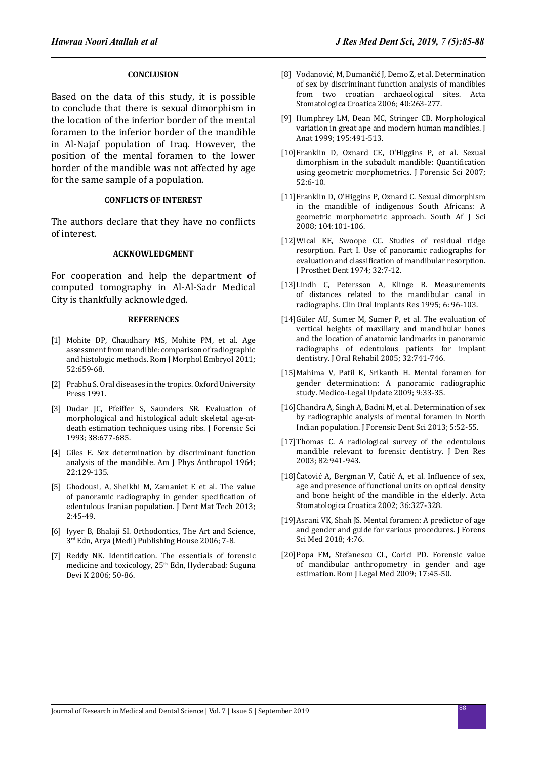## CONCLUSION

Based on the data of this study, it is possible to conclude that there is sexual dimorphism in the location of the inferior border of the mental foramen to the inferior border of the mandible in Al-Najaf population of Iraq. However, the position of the mental foramen to the lower border of the mandible was not affected by age for the same sample of a population.

## CONFLICTS OF INTEREST

The authors declare that they have no conflicts of interest.

## ACKNOWLEDGMENT

For cooperation and help the department of computed tomography in Al-Al-Sadr Medical City is thankfully acknowledged.

## REFERENCES

[1] Mohite DP, Chaudhary MS, Mohite PM, et al. Age assessment from mandible: comparison of radiographic and histologic methods. Rom J Morphol Embryol 2011; 52:659-68.

[2] Prabhu S. Oral diseases in the tropics. Oxford University Press 1991.

[3] Dudar JC, Pfeiffer S, Saunders SR. Evaluation of morphological and histological adult skeletal age-at-death estimation techniques using ribs. J Forensic Sci 1993; 38:677-685.

[4] Giles E. Sex determination by discriminant function analysis of the mandible. Am J Phys Anthropol 1964; 22:129-135.

[5] Ghodousi, A, Sheikhi M, Zamaniet E et al. The value of panoramic radiography in gender specification of edentulous Iranian population. J Dent Mat Tech 2013; 2:45-49.

[6] Iyyer B, Bhalaji SI. Orthodontics, The Art and Science, 3rd Edn, Arya (Medi) Publishing House 2006; 7-8.

[7] Reddy NK. Identification. The essentials of forensic medicine and toxicology, 25th Edn, Hyderabad: Suguna Devi K 2006; 50-86.

[8] Vodanović, M, Dumančić J, Demo Z, et al. Determination of sex by discriminant function analysis of mandibles from two croatian archaeological sites. Acta Stomatologica Croatica 2006; 40:263-277.

[9] Humphrey LM, Dean MC, Stringer CB. Morphological variation in great ape and modern human mandibles. J Anat 1999; 195:491-513.

[10] Franklin D, Oxnard CE, O'Higgins P, et al. Sexual dimorphism in the subadult mandible: Quantification using geometric morphometrics. J Forensic Sci 2007; 52:6-10.

[11] Franklin D, O'Higgins P, Oxnard C. Sexual dimorphism in the mandible of indigenous South Africans: A geometric morphometric approach. South Af J Sci 2008; 104:101-106.

[12] Wical KE, Swoope CC. Studies of residual ridge resorption. Part I. Use of panoramic radiographs for evaluation and classification of mandibular resorption. J Prosthet Dent 1974; 32:7-12.

[13] Lindh C, Petersson A, Klinge B. Measurements of distances related to the mandibular canal in radiographs. Clin Oral Implants Res 1995; 6: 96-103.

[14] Güler AU, Sumer M, Sumer P, et al. The evaluation of vertical heights of maxillary and mandibular bones and the location of anatomic landmarks in panoramic radiographs of edentulous patients for implant dentistry. J Oral Rehabil 2005; 32:741-746.

[15] Mahima V, Patil K, Srikanth H. Mental foramen for gender determination: A panoramic radiographic study. Medico-Legal Update 2009; 9:33-35.

[16] Chandra A, Singh A, Badni M, et al. Determination of sex by radiographic analysis of mental foramen in North Indian population. J Forensic Dent Sci 2013; 5:52-55.

[17] Thomas C. A radiological survey of the edentulous mandible relevant to forensic dentistry. J Den Res 2003; 82:941-943.

[18] Ćatović A, Bergman V, Ćatić A, et al. Influence of sex, age and presence of functional units on optical density and bone height of the mandible in the elderly. Acta Stomatologica Croatica 2002; 36:327-328.

[19] Asrani VK, Shah JS. Mental foramen: A predictor of age and gender and guide for various procedures. J Forens Sci Med 2018; 4:76.

[20] Popa FM, Stefanescu CL, Corici PD. Forensic value of mandibular anthropometry in gender and age estimation. Rom J Legal Med 2009; 17:45-50.